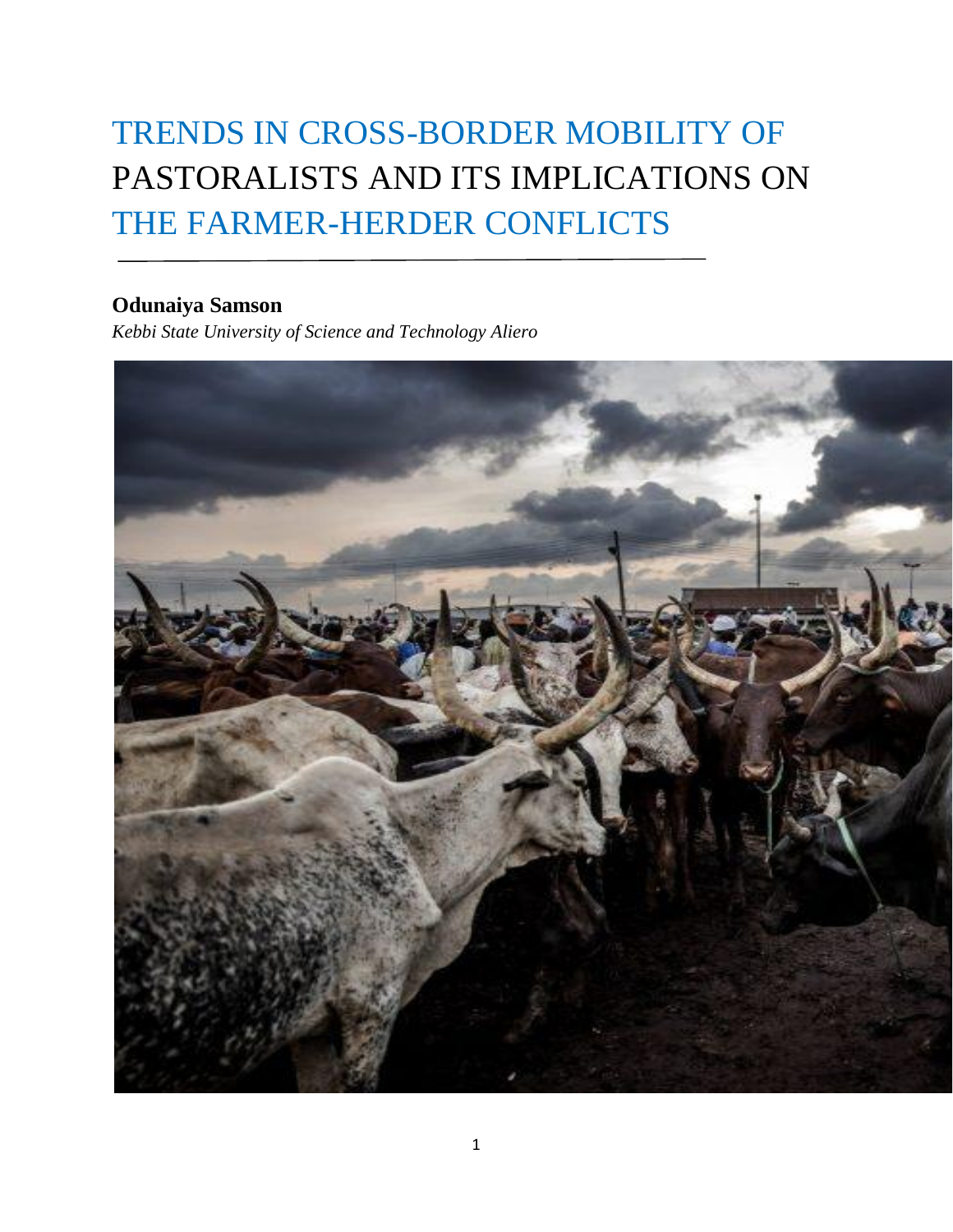# TRENDS IN CROSS-BORDER MOBILITY OF PASTORALISTS AND ITS IMPLICATIONS ON THE FARMER-HERDER CONFLICTS

**Odunaiya Samson**

*Kebbi State University of Science and Technology Aliero*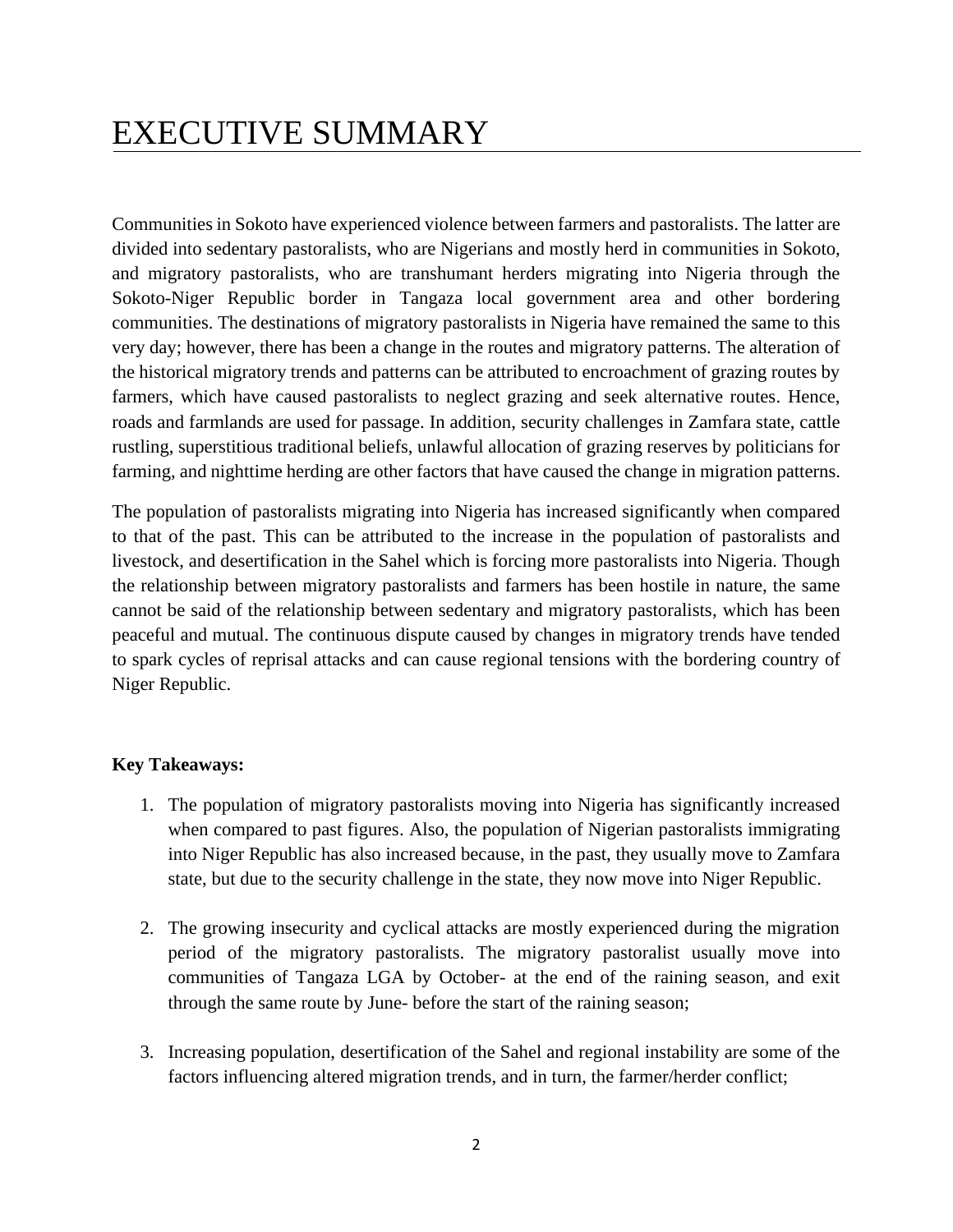# EXECUTIVE SUMMARY

Communities in Sokoto have experienced violence between farmers and pastoralists. The latter are divided into sedentary pastoralists, who are Nigerians and mostly herd in communities in Sokoto, and migratory pastoralists, who are transhumant herders migrating into Nigeria through the Sokoto-Niger Republic border in Tangaza local government area and other bordering communities. The destinations of migratory pastoralists in Nigeria have remained the same to this very day; however, there has been a change in the routes and migratory patterns. The alteration of the historical migratory trends and patterns can be attributed to encroachment of grazing routes by farmers, which have caused pastoralists to neglect grazing and seek alternative routes. Hence, roads and farmlands are used for passage. In addition, security challenges in Zamfara state, cattle rustling, superstitious traditional beliefs, unlawful allocation of grazing reserves by politicians for farming, and nighttime herding are other factors that have caused the change in migration patterns.

The population of pastoralists migrating into Nigeria has increased significantly when compared to that of the past. This can be attributed to the increase in the population of pastoralists and livestock, and desertification in the Sahel which is forcing more pastoralists into Nigeria. Though the relationship between migratory pastoralists and farmers has been hostile in nature, the same cannot be said of the relationship between sedentary and migratory pastoralists, which has been peaceful and mutual. The continuous dispute caused by changes in migratory trends have tended to spark cycles of reprisal attacks and can cause regional tensions with the bordering country of Niger Republic.

**Key Takeaways:**

1. The population of migratory pastoralists moving into Nigeria has significantly increased when compared to past figures. Also, the population of Nigerian pastoralists immigrating into Niger Republic has also increased because, in the past, they usually move to Zamfara state, but due to the security challenge in the state, they now move into Niger Republic.

2. The growing insecurity and cyclical attacks are mostly experienced during the migration period of the migratory pastoralists. The migratory pastoralist usually move into communities of Tangaza LGA by October- at the end of the raining season, and exit through the same route by June- before the start of the raining season;

3. Increasing population, desertification of the Sahel and regional instability are some of the factors influencing altered migration trends, and in turn, the farmer/herder conflict;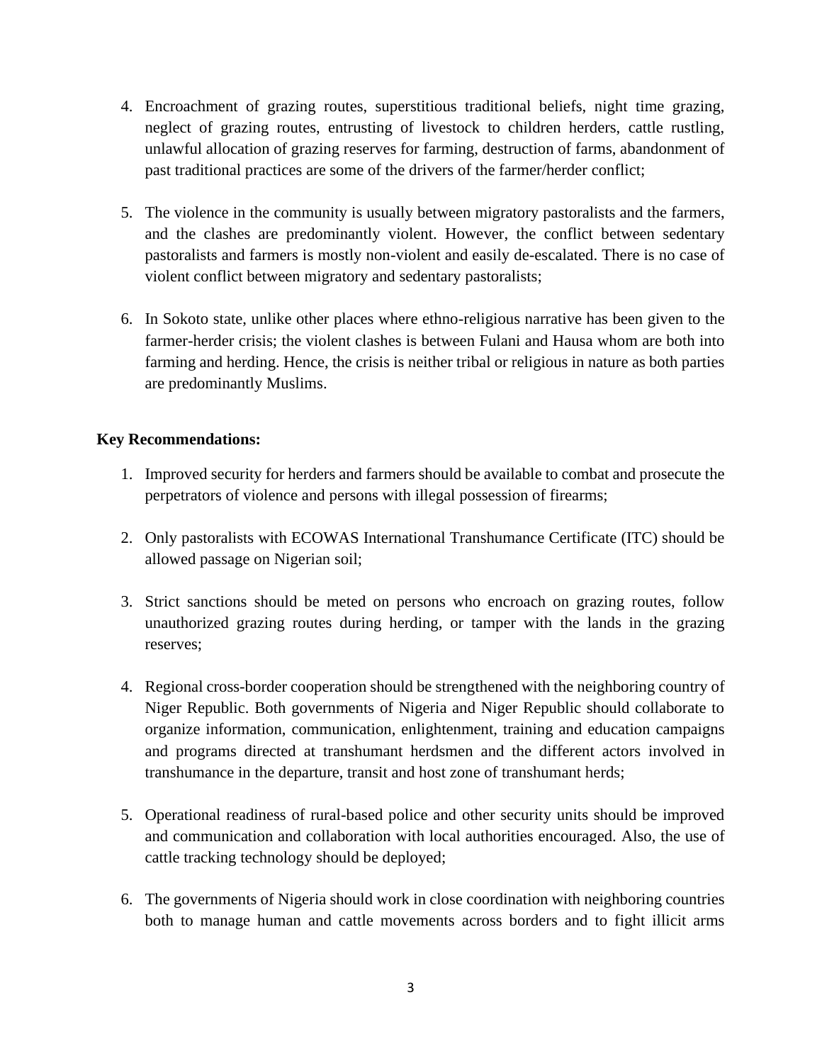4. Encroachment of grazing routes, superstitious traditional beliefs, night time grazing, neglect of grazing routes, entrusting of livestock to children herders, cattle rustling, unlawful allocation of grazing reserves for farming, destruction of farms, abandonment of past traditional practices are some of the drivers of the farmer/herder conflict;

5. The violence in the community is usually between migratory pastoralists and the farmers, and the clashes are predominantly violent. However, the conflict between sedentary pastoralists and farmers is mostly non-violent and easily de-escalated. There is no case of violent conflict between migratory and sedentary pastoralists;

6. In Sokoto state, unlike other places where ethno-religious narrative has been given to the farmer-herder crisis; the violent clashes is between Fulani and Hausa whom are both into farming and herding. Hence, the crisis is neither tribal or religious in nature as both parties are predominantly Muslims.

**Key Recommendations:**

1. Improved security for herders and farmers should be available to combat and prosecute the perpetrators of violence and persons with illegal possession of firearms;

2. Only pastoralists with ECOWAS International Transhumance Certificate (ITC) should be allowed passage on Nigerian soil;

3. Strict sanctions should be meted on persons who encroach on grazing routes, follow unauthorized grazing routes during herding, or tamper with the lands in the grazing reserves;

4. Regional cross-border cooperation should be strengthened with the neighboring country of Niger Republic. Both governments of Nigeria and Niger Republic should collaborate to organize information, communication, enlightenment, training and education campaigns and programs directed at transhumant herdsmen and the different actors involved in transhumance in the departure, transit and host zone of transhumant herds;

5. Operational readiness of rural-based police and other security units should be improved and communication and collaboration with local authorities encouraged. Also, the use of cattle tracking technology should be deployed;

6. The governments of Nigeria should work in close coordination with neighboring countries both to manage human and cattle movements across borders and to fight illicit arms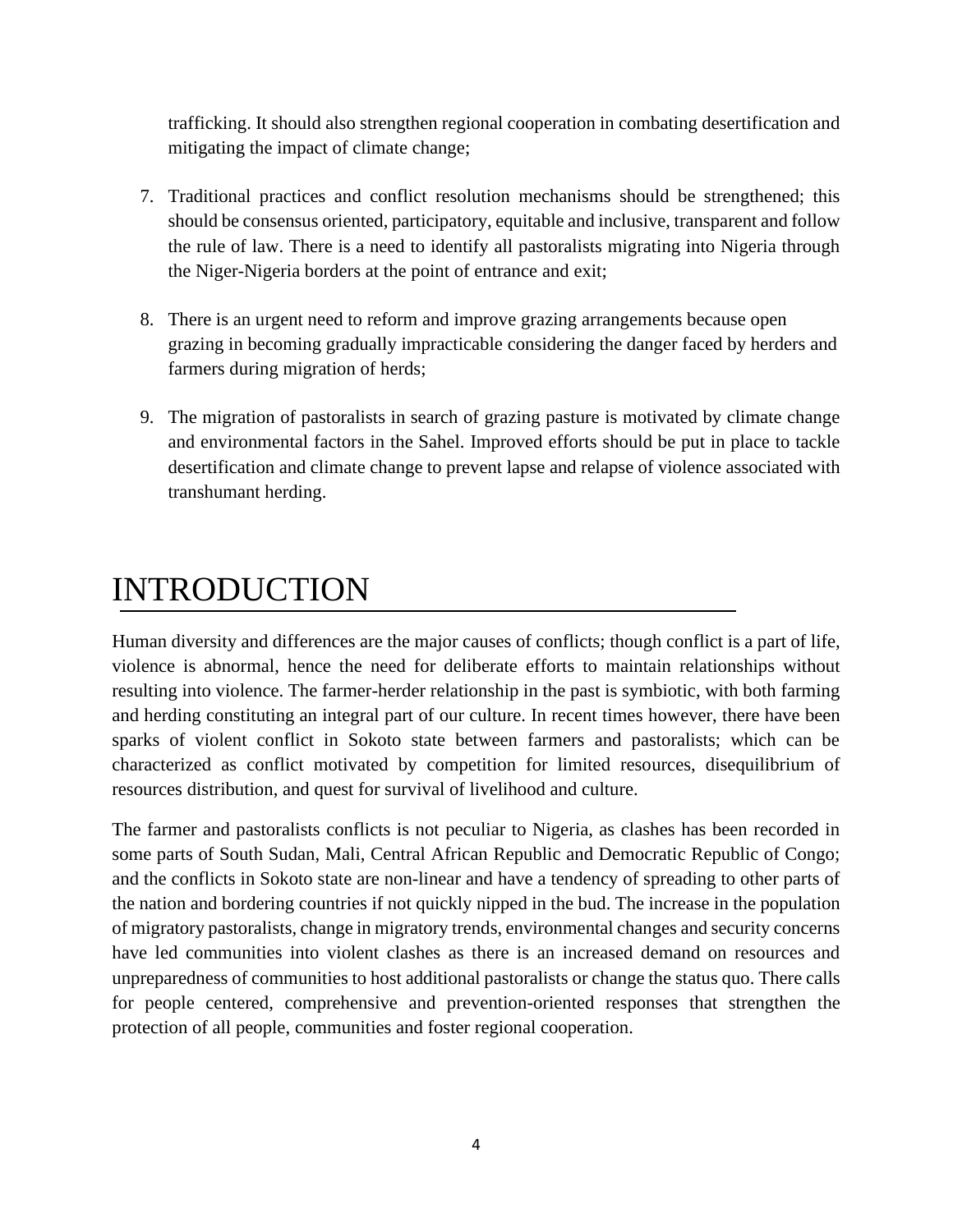trafficking. It should also strengthen regional cooperation in combating desertification and mitigating the impact of climate change;

7. Traditional practices and conflict resolution mechanisms should be strengthened; this should be consensus oriented, participatory, equitable and inclusive, transparent and follow the rule of law. There is a need to identify all pastoralists migrating into Nigeria through the Niger-Nigeria borders at the point of entrance and exit;

8. There is an urgent need to reform and improve grazing arrangements because open grazing in becoming gradually impracticable considering the danger faced by herders and farmers during migration of herds;

9. The migration of pastoralists in search of grazing pasture is motivated by climate change and environmental factors in the Sahel. Improved efforts should be put in place to tackle desertification and climate change to prevent lapse and relapse of violence associated with transhumant herding.

# INTRODUCTION

Human diversity and differences are the major causes of conflicts; though conflict is a part of life, violence is abnormal, hence the need for deliberate efforts to maintain relationships without resulting into violence. The farmer-herder relationship in the past is symbiotic, with both farming and herding constituting an integral part of our culture. In recent times however, there have been sparks of violent conflict in Sokoto state between farmers and pastoralists; which can be characterized as conflict motivated by competition for limited resources, disequilibrium of resources distribution, and quest for survival of livelihood and culture.

The farmer and pastoralists conflicts is not peculiar to Nigeria, as clashes has been recorded in some parts of South Sudan, Mali, Central African Republic and Democratic Republic of Congo; and the conflicts in Sokoto state are non-linear and have a tendency of spreading to other parts of the nation and bordering countries if not quickly nipped in the bud. The increase in the population of migratory pastoralists, change in migratory trends, environmental changes and security concerns have led communities into violent clashes as there is an increased demand on resources and unpreparedness of communities to host additional pastoralists or change the status quo. There calls for people centered, comprehensive and prevention-oriented responses that strengthen the protection of all people, communities and foster regional cooperation.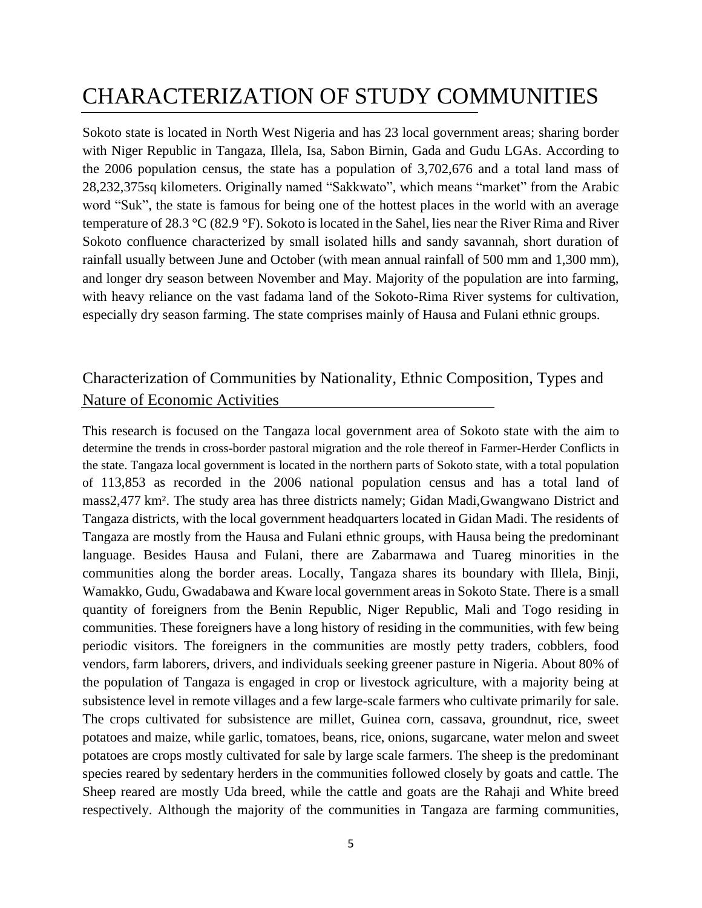# CHARACTERIZATION OF STUDY COMMUNITIES

Sokoto state is located in North West Nigeria and has 23 local government areas; sharing border with Niger Republic in Tangaza, Illela, Isa, Sabon Birnin, Gada and Gudu LGAs. According to the 2006 population census, the state has a population of 3,702,676 and a total land mass of 28,232,375sq kilometers. Originally named "Sakkwato", which means "market" from the Arabic word "Suk", the state is famous for being one of the hottest places in the world with an average temperature of 28.3 °C (82.9 °F). Sokoto is located in the Sahel, lies near the River Rima and River Sokoto confluence characterized by small isolated hills and sandy savannah, short duration of rainfall usually between June and October (with mean annual rainfall of 500 mm and 1,300 mm), and longer dry season between November and May. Majority of the population are into farming, with heavy reliance on the vast fadama land of the Sokoto-Rima River systems for cultivation, especially dry season farming. The state comprises mainly of Hausa and Fulani ethnic groups.

## Characterization of Communities by Nationality, Ethnic Composition, Types and Nature of Economic Activities

This research is focused on the Tangaza local government area of Sokoto state with the aim to determine the trends in cross-border pastoral migration and the role thereof in Farmer-Herder Conflicts in the state. Tangaza local government is located in the northern parts of Sokoto state, with a total population of 113,853 as recorded in the 2006 national population census and has a total land of mass2,477 km². The study area has three districts namely; Gidan Madi,Gwangwano District and Tangaza districts, with the local government headquarters located in Gidan Madi. The residents of Tangaza are mostly from the Hausa and Fulani ethnic groups, with Hausa being the predominant language. Besides Hausa and Fulani, there are Zabarmawa and Tuareg minorities in the communities along the border areas. Locally, Tangaza shares its boundary with Illela, Binji, Wamakko, Gudu, Gwadabawa and Kware local government areas in Sokoto State. There is a small quantity of foreigners from the Benin Republic, Niger Republic, Mali and Togo residing in communities. These foreigners have a long history of residing in the communities, with few being periodic visitors. The foreigners in the communities are mostly petty traders, cobblers, food vendors, farm laborers, drivers, and individuals seeking greener pasture in Nigeria. About 80% of the population of Tangaza is engaged in crop or livestock agriculture, with a majority being at subsistence level in remote villages and a few large-scale farmers who cultivate primarily for sale. The crops cultivated for subsistence are millet, Guinea corn, cassava, groundnut, rice, sweet potatoes and maize, while garlic, tomatoes, beans, rice, onions, sugarcane, water melon and sweet potatoes are crops mostly cultivated for sale by large scale farmers. The sheep is the predominant species reared by sedentary herders in the communities followed closely by goats and cattle. The Sheep reared are mostly Uda breed, while the cattle and goats are the Rahaji and White breed respectively. Although the majority of the communities in Tangaza are farming communities,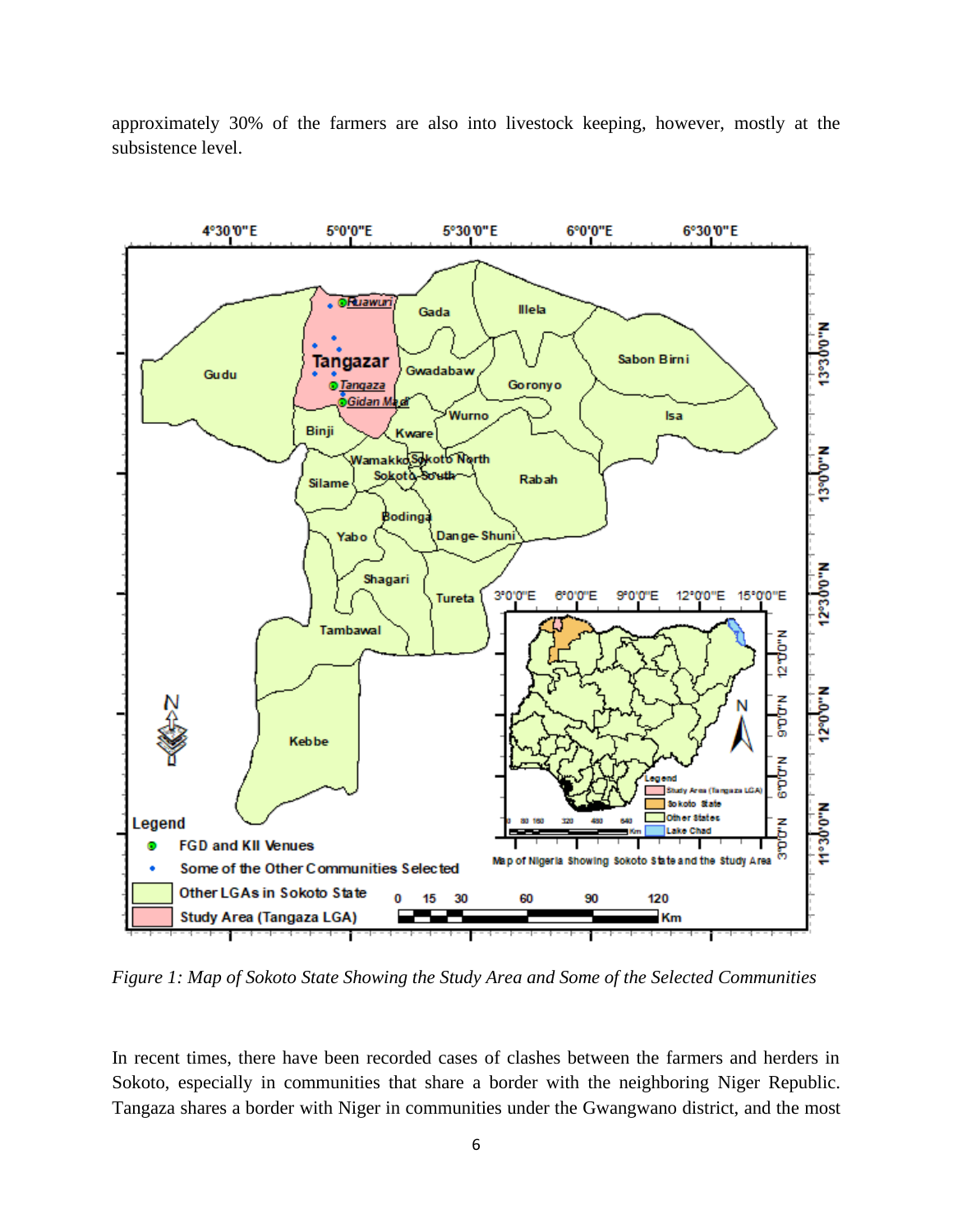approximately 30% of the farmers are also into livestock keeping, however, mostly at the subsistence level.

*Figure 1: Map of Sokoto State Showing the Study Area and Some of the Selected Communities*

In recent times, there have been recorded cases of clashes between the farmers and herders in Sokoto, especially in communities that share a border with the neighboring Niger Republic. Tangaza shares a border with Niger in communities under the Gwangwano district, and the most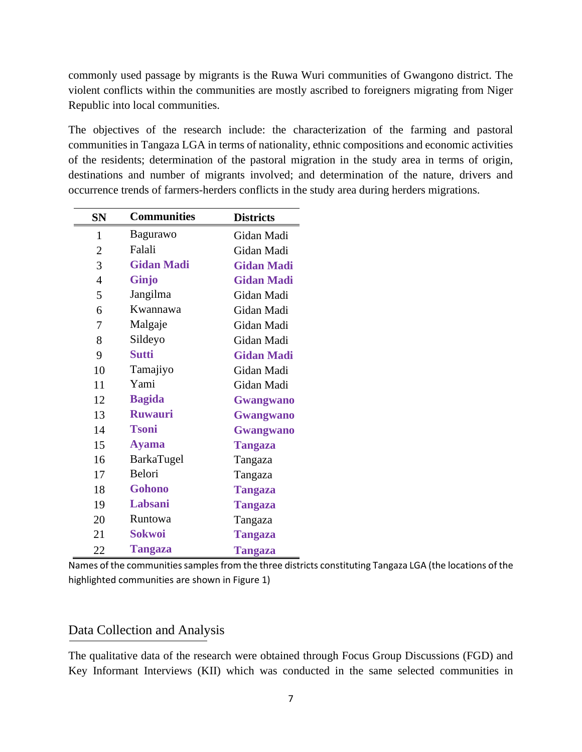commonly used passage by migrants is the Ruwa Wuri communities of Gwangono district. The violent conflicts within the communities are mostly ascribed to foreigners migrating from Niger Republic into local communities.

The objectives of the research include: the characterization of the farming and pastoral communities in Tangaza LGA in terms of nationality, ethnic compositions and economic activities of the residents; determination of the pastoral migration in the study area in terms of origin, destinations and number of migrants involved; and determination of the nature, drivers and occurrence trends of farmers-herders conflicts in the study area during herders migrations.

| SN | Communities | Districts |
|---|---|---|
| 1 | Bagurawo | Gidan Madi |
| 2 | Falali | Gidan Madi |
| 3 | **Gidan Madi** | **Gidan Madi** |
| 4 | **Ginjo** | **Gidan Madi** |
| 5 | Jangilma | Gidan Madi |
| 6 | Kwannawa | Gidan Madi |
| 7 | Malgaje | Gidan Madi |
| 8 | Sildeyo | Gidan Madi |
| 9 | **Sutti** | **Gidan Madi** |
| 10 | Tamajiyo | Gidan Madi |
| 11 | Yami | Gidan Madi |
| 12 | **Bagida** | **Gwangwano** |
| 13 | **Ruwauri** | **Gwangwano** |
| 14 | **Tsoni** | **Gwangwano** |
| 15 | **Ayama** | **Tangaza** |
| 16 | BarkaTugel | Tangaza |
| 17 | Belori | Tangaza |
| 18 | **Gohono** | **Tangaza** |
| 19 | **Labsani** | **Tangaza** |
| 20 | Runtowa | Tangaza |
| 21 | **Sokwoi** | **Tangaza** |
| 22 | **Tangaza** | **Tangaza** |

Names of the communities samples from the three districts constituting Tangaza LGA (the locations of the highlighted communities are shown in Figure 1)

## Data Collection and Analysis

The qualitative data of the research were obtained through Focus Group Discussions (FGD) and Key Informant Interviews (KII) which was conducted in the same selected communities in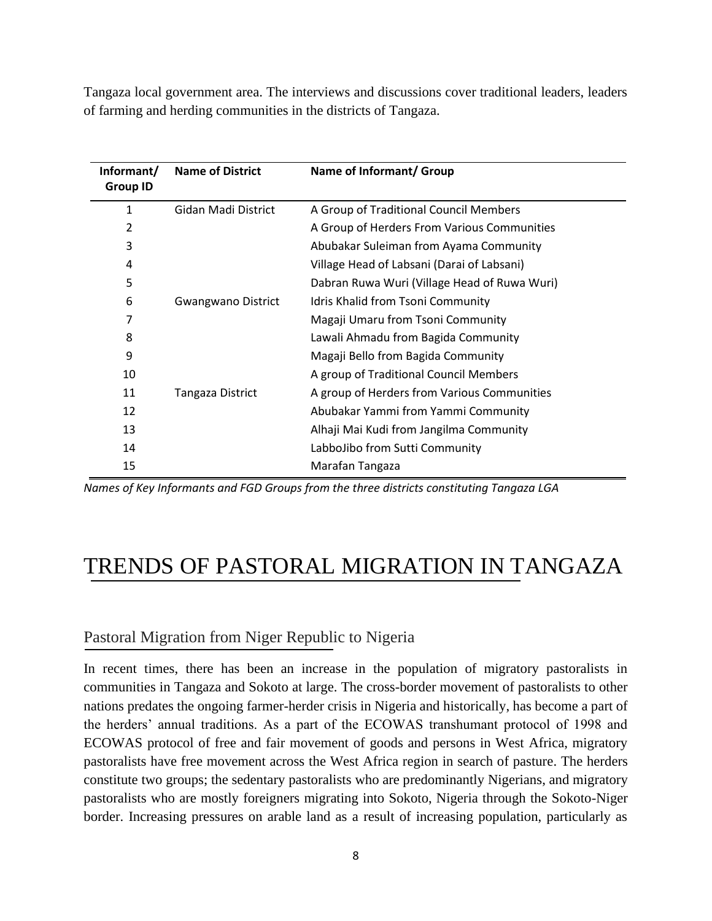Tangaza local government area. The interviews and discussions cover traditional leaders, leaders of farming and herding communities in the districts of Tangaza.

| Informant/ Group ID | Name of District | Name of Informant/ Group |
|---|---|---|
| 1 | Gidan Madi District | A Group of Traditional Council Members |
| 2 | | A Group of Herders From Various Communities |
| 3 | | Abubakar Suleiman from Ayama Community |
| 4 | | Village Head of Labsani (Darai of Labsani) |
| 5 | | Dabran Ruwa Wuri (Village Head of Ruwa Wuri) |
| 6 | Gwangwano District | Idris Khalid from Tsoni Community |
| 7 | | Magaji Umaru from Tsoni Community |
| 8 | | Lawali Ahmadu from Bagida Community |
| 9 | | Magaji Bello from Bagida Community |
| 10 | | A group of Traditional Council Members |
| 11 | Tangaza District | A group of Herders from Various Communities |
| 12 | | Abubakar Yammi from Yammi Community |
| 13 | | Alhaji Mai Kudi from Jangilma Community |
| 14 | | LabboJibo from Sutti Community |
| 15 | | Marafan Tangaza |

*Names of Key Informants and FGD Groups from the three districts constituting Tangaza LGA*

# TRENDS OF PASTORAL MIGRATION IN TANGAZA

## Pastoral Migration from Niger Republic to Nigeria

In recent times, there has been an increase in the population of migratory pastoralists in communities in Tangaza and Sokoto at large. The cross-border movement of pastoralists to other nations predates the ongoing farmer-herder crisis in Nigeria and historically, has become a part of the herders' annual traditions. As a part of the ECOWAS transhumant protocol of 1998 and ECOWAS protocol of free and fair movement of goods and persons in West Africa, migratory pastoralists have free movement across the West Africa region in search of pasture. The herders constitute two groups; the sedentary pastoralists who are predominantly Nigerians, and migratory pastoralists who are mostly foreigners migrating into Sokoto, Nigeria through the Sokoto-Niger border. Increasing pressures on arable land as a result of increasing population, particularly as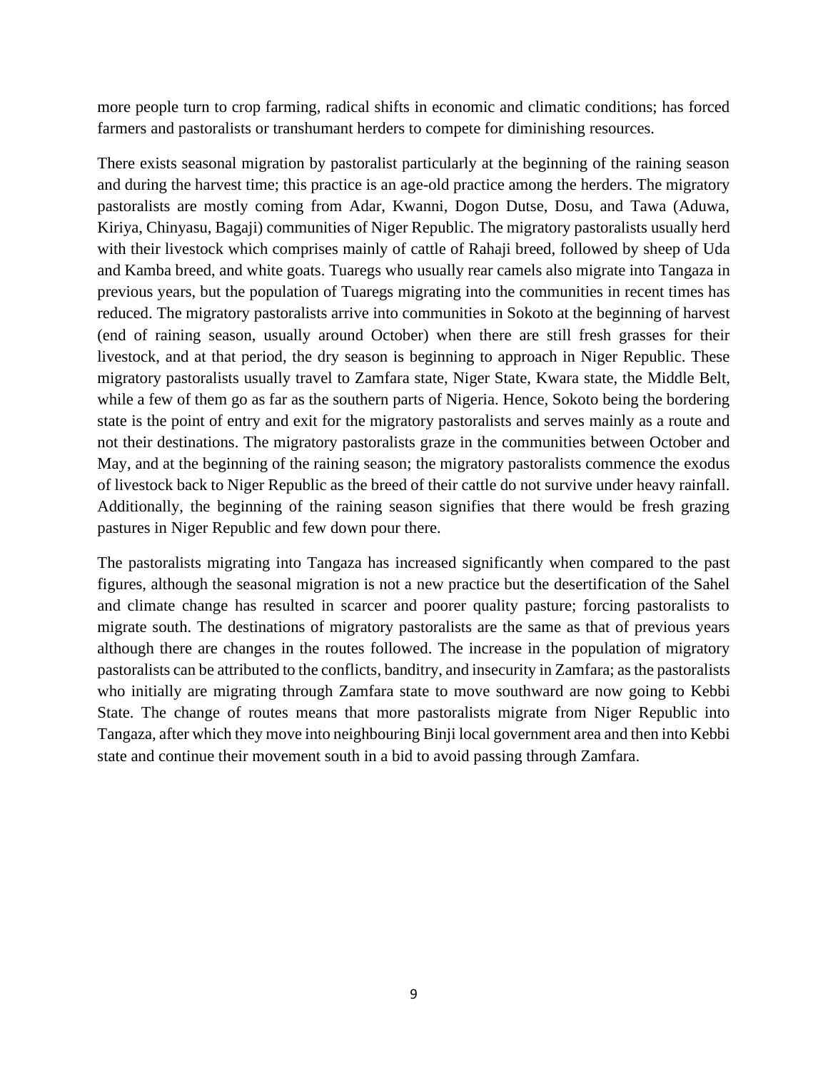more people turn to crop farming, radical shifts in economic and climatic conditions; has forced farmers and pastoralists or transhumant herders to compete for diminishing resources.

There exists seasonal migration by pastoralist particularly at the beginning of the raining season and during the harvest time; this practice is an age-old practice among the herders. The migratory pastoralists are mostly coming from Adar, Kwanni, Dogon Dutse, Dosu, and Tawa (Aduwa, Kiriya, Chinyasu, Bagaji) communities of Niger Republic. The migratory pastoralists usually herd with their livestock which comprises mainly of cattle of Rahaji breed, followed by sheep of Uda and Kamba breed, and white goats. Tuaregs who usually rear camels also migrate into Tangaza in previous years, but the population of Tuaregs migrating into the communities in recent times has reduced. The migratory pastoralists arrive into communities in Sokoto at the beginning of harvest (end of raining season, usually around October) when there are still fresh grasses for their livestock, and at that period, the dry season is beginning to approach in Niger Republic. These migratory pastoralists usually travel to Zamfara state, Niger State, Kwara state, the Middle Belt, while a few of them go as far as the southern parts of Nigeria. Hence, Sokoto being the bordering state is the point of entry and exit for the migratory pastoralists and serves mainly as a route and not their destinations. The migratory pastoralists graze in the communities between October and May, and at the beginning of the raining season; the migratory pastoralists commence the exodus of livestock back to Niger Republic as the breed of their cattle do not survive under heavy rainfall. Additionally, the beginning of the raining season signifies that there would be fresh grazing pastures in Niger Republic and few down pour there.

The pastoralists migrating into Tangaza has increased significantly when compared to the past figures, although the seasonal migration is not a new practice but the desertification of the Sahel and climate change has resulted in scarcer and poorer quality pasture; forcing pastoralists to migrate south. The destinations of migratory pastoralists are the same as that of previous years although there are changes in the routes followed. The increase in the population of migratory pastoralists can be attributed to the conflicts, banditry, and insecurity in Zamfara; as the pastoralists who initially are migrating through Zamfara state to move southward are now going to Kebbi State. The change of routes means that more pastoralists migrate from Niger Republic into Tangaza, after which they move into neighbouring Binji local government area and then into Kebbi state and continue their movement south in a bid to avoid passing through Zamfara.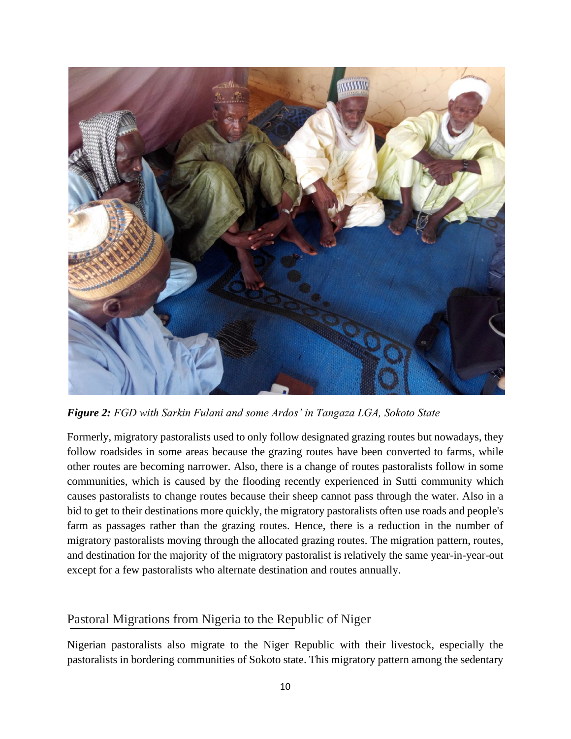***Figure 2:*** *FGD with Sarkin Fulani and some Ardos' in Tangaza LGA, Sokoto State*

Formerly, migratory pastoralists used to only follow designated grazing routes but nowadays, they follow roadsides in some areas because the grazing routes have been converted to farms, while other routes are becoming narrower. Also, there is a change of routes pastoralists follow in some communities, which is caused by the flooding recently experienced in Sutti community which causes pastoralists to change routes because their sheep cannot pass through the water. Also in a bid to get to their destinations more quickly, the migratory pastoralists often use roads and people's farm as passages rather than the grazing routes. Hence, there is a reduction in the number of migratory pastoralists moving through the allocated grazing routes. The migration pattern, routes, and destination for the majority of the migratory pastoralist is relatively the same year-in-year-out except for a few pastoralists who alternate destination and routes annually.

## Pastoral Migrations from Nigeria to the Republic of Niger

Nigerian pastoralists also migrate to the Niger Republic with their livestock, especially the pastoralists in bordering communities of Sokoto state. This migratory pattern among the sedentary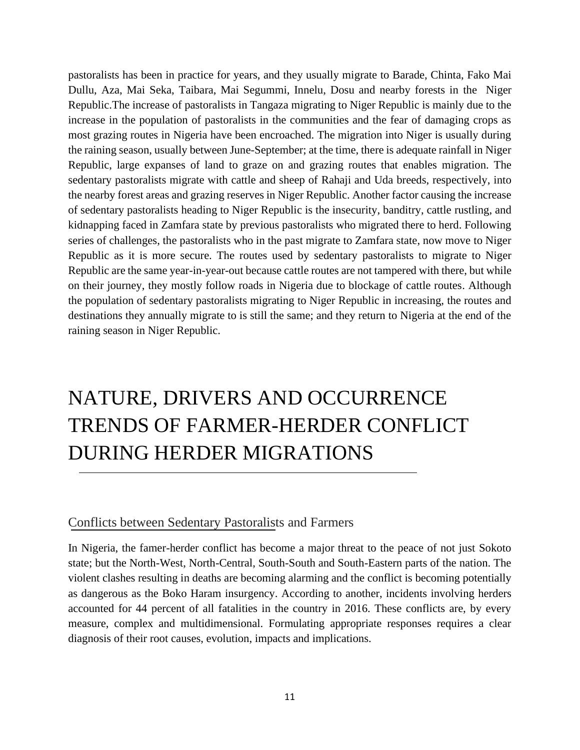pastoralists has been in practice for years, and they usually migrate to Barade, Chinta, Fako Mai Dullu, Aza, Mai Seka, Taibara, Mai Segummi, Innelu, Dosu and nearby forests in the Niger Republic.The increase of pastoralists in Tangaza migrating to Niger Republic is mainly due to the increase in the population of pastoralists in the communities and the fear of damaging crops as most grazing routes in Nigeria have been encroached. The migration into Niger is usually during the raining season, usually between June-September; at the time, there is adequate rainfall in Niger Republic, large expanses of land to graze on and grazing routes that enables migration. The sedentary pastoralists migrate with cattle and sheep of Rahaji and Uda breeds, respectively, into the nearby forest areas and grazing reserves in Niger Republic. Another factor causing the increase of sedentary pastoralists heading to Niger Republic is the insecurity, banditry, cattle rustling, and kidnapping faced in Zamfara state by previous pastoralists who migrated there to herd. Following series of challenges, the pastoralists who in the past migrate to Zamfara state, now move to Niger Republic as it is more secure. The routes used by sedentary pastoralists to migrate to Niger Republic are the same year-in-year-out because cattle routes are not tampered with there, but while on their journey, they mostly follow roads in Nigeria due to blockage of cattle routes. Although the population of sedentary pastoralists migrating to Niger Republic in increasing, the routes and destinations they annually migrate to is still the same; and they return to Nigeria at the end of the raining season in Niger Republic.

# NATURE, DRIVERS AND OCCURRENCE TRENDS OF FARMER-HERDER CONFLICT DURING HERDER MIGRATIONS

## Conflicts between Sedentary Pastoralists and Farmers

In Nigeria, the famer-herder conflict has become a major threat to the peace of not just Sokoto state; but the North-West, North-Central, South-South and South-Eastern parts of the nation. The violent clashes resulting in deaths are becoming alarming and the conflict is becoming potentially as dangerous as the Boko Haram insurgency. According to another, incidents involving herders accounted for 44 percent of all fatalities in the country in 2016. These conflicts are, by every measure, complex and multidimensional. Formulating appropriate responses requires a clear diagnosis of their root causes, evolution, impacts and implications.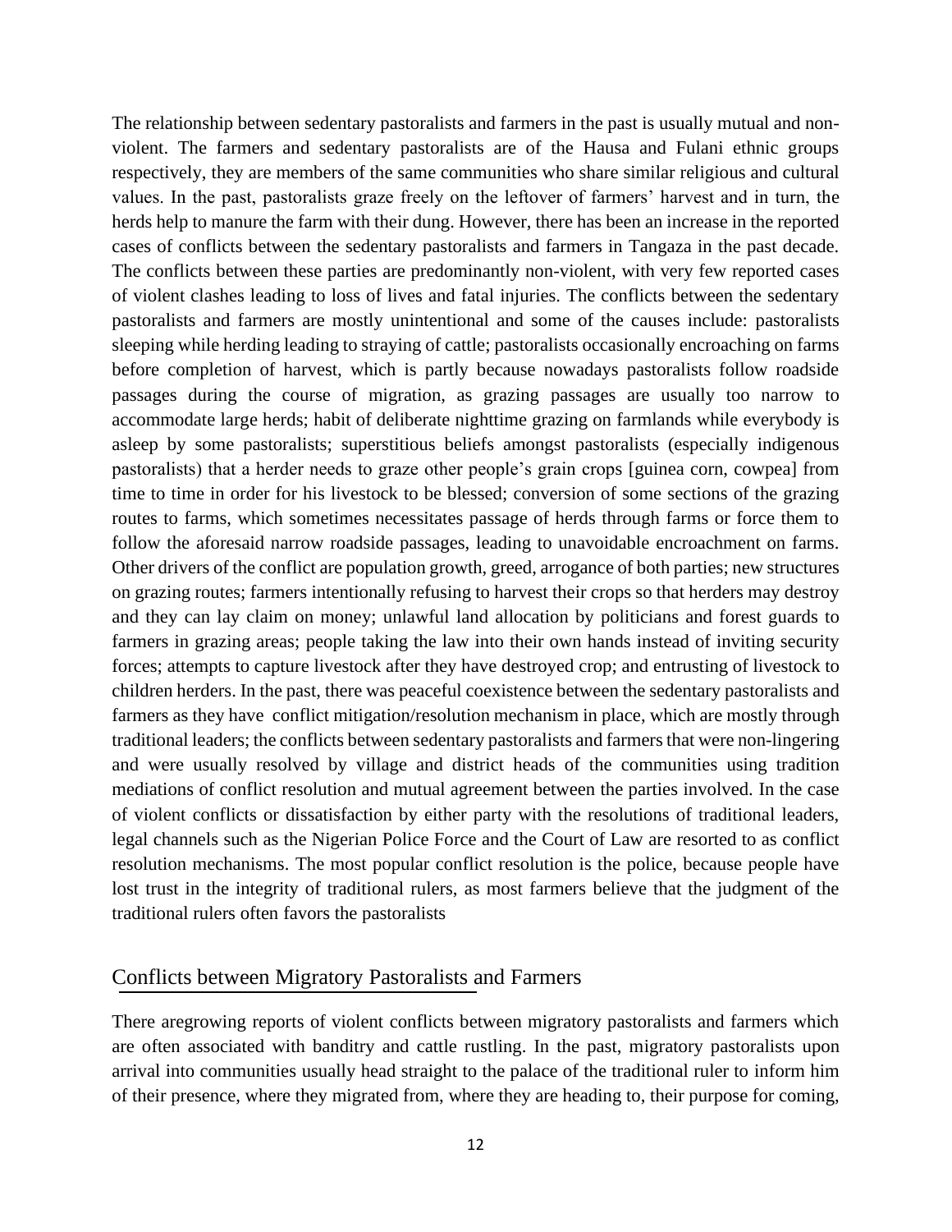The relationship between sedentary pastoralists and farmers in the past is usually mutual and non-violent. The farmers and sedentary pastoralists are of the Hausa and Fulani ethnic groups respectively, they are members of the same communities who share similar religious and cultural values. In the past, pastoralists graze freely on the leftover of farmers' harvest and in turn, the herds help to manure the farm with their dung. However, there has been an increase in the reported cases of conflicts between the sedentary pastoralists and farmers in Tangaza in the past decade. The conflicts between these parties are predominantly non-violent, with very few reported cases of violent clashes leading to loss of lives and fatal injuries. The conflicts between the sedentary pastoralists and farmers are mostly unintentional and some of the causes include: pastoralists sleeping while herding leading to straying of cattle; pastoralists occasionally encroaching on farms before completion of harvest, which is partly because nowadays pastoralists follow roadside passages during the course of migration, as grazing passages are usually too narrow to accommodate large herds; habit of deliberate nighttime grazing on farmlands while everybody is asleep by some pastoralists; superstitious beliefs amongst pastoralists (especially indigenous pastoralists) that a herder needs to graze other people's grain crops [guinea corn, cowpea] from time to time in order for his livestock to be blessed; conversion of some sections of the grazing routes to farms, which sometimes necessitates passage of herds through farms or force them to follow the aforesaid narrow roadside passages, leading to unavoidable encroachment on farms. Other drivers of the conflict are population growth, greed, arrogance of both parties; new structures on grazing routes; farmers intentionally refusing to harvest their crops so that herders may destroy and they can lay claim on money; unlawful land allocation by politicians and forest guards to farmers in grazing areas; people taking the law into their own hands instead of inviting security forces; attempts to capture livestock after they have destroyed crop; and entrusting of livestock to children herders. In the past, there was peaceful coexistence between the sedentary pastoralists and farmers as they have conflict mitigation/resolution mechanism in place, which are mostly through traditional leaders; the conflicts between sedentary pastoralists and farmers that were non-lingering and were usually resolved by village and district heads of the communities using tradition mediations of conflict resolution and mutual agreement between the parties involved. In the case of violent conflicts or dissatisfaction by either party with the resolutions of traditional leaders, legal channels such as the Nigerian Police Force and the Court of Law are resorted to as conflict resolution mechanisms. The most popular conflict resolution is the police, because people have lost trust in the integrity of traditional rulers, as most farmers believe that the judgment of the traditional rulers often favors the pastoralists

## Conflicts between Migratory Pastoralists and Farmers

There aregrowing reports of violent conflicts between migratory pastoralists and farmers which are often associated with banditry and cattle rustling. In the past, migratory pastoralists upon arrival into communities usually head straight to the palace of the traditional ruler to inform him of their presence, where they migrated from, where they are heading to, their purpose for coming,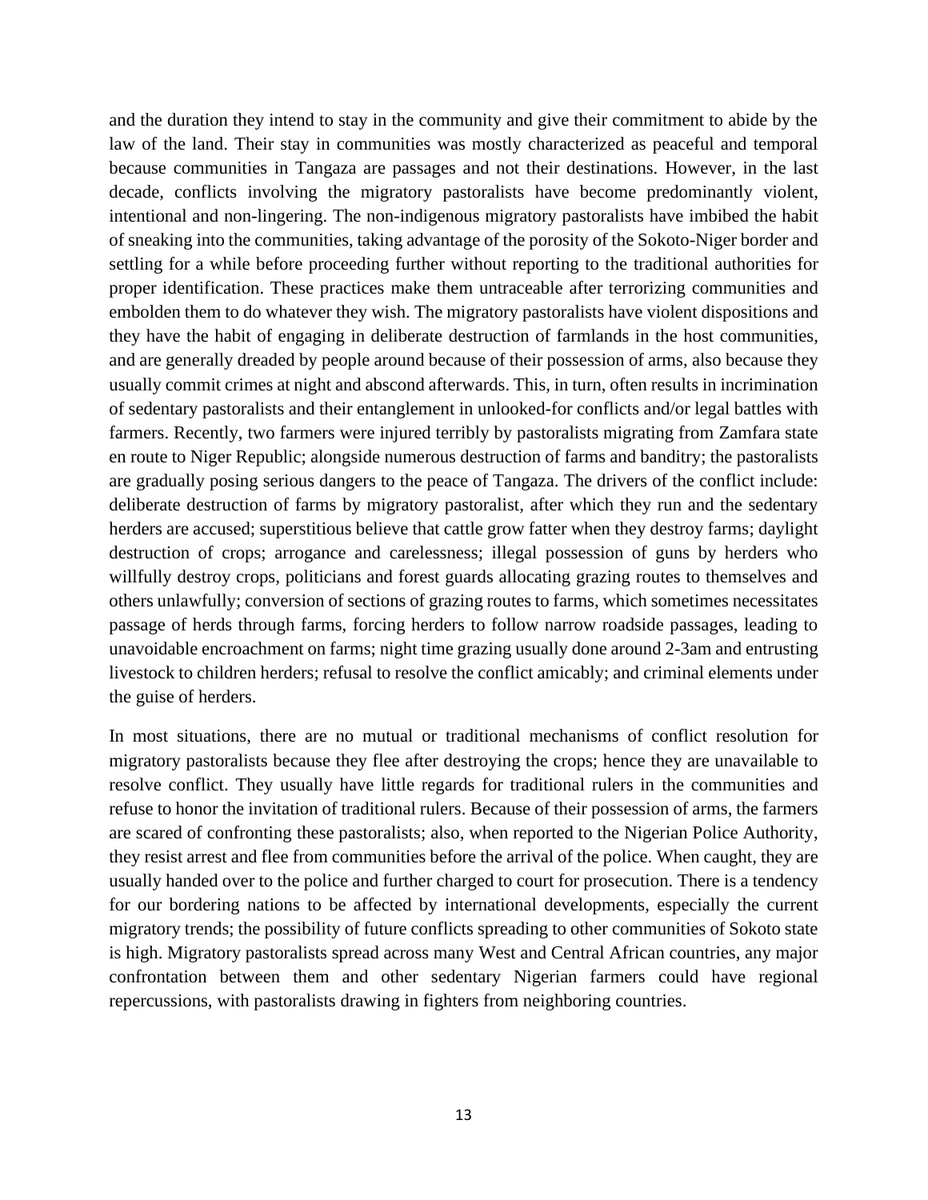and the duration they intend to stay in the community and give their commitment to abide by the law of the land. Their stay in communities was mostly characterized as peaceful and temporal because communities in Tangaza are passages and not their destinations. However, in the last decade, conflicts involving the migratory pastoralists have become predominantly violent, intentional and non-lingering. The non-indigenous migratory pastoralists have imbibed the habit of sneaking into the communities, taking advantage of the porosity of the Sokoto-Niger border and settling for a while before proceeding further without reporting to the traditional authorities for proper identification. These practices make them untraceable after terrorizing communities and embolden them to do whatever they wish. The migratory pastoralists have violent dispositions and they have the habit of engaging in deliberate destruction of farmlands in the host communities, and are generally dreaded by people around because of their possession of arms, also because they usually commit crimes at night and abscond afterwards. This, in turn, often results in incrimination of sedentary pastoralists and their entanglement in unlooked-for conflicts and/or legal battles with farmers. Recently, two farmers were injured terribly by pastoralists migrating from Zamfara state en route to Niger Republic; alongside numerous destruction of farms and banditry; the pastoralists are gradually posing serious dangers to the peace of Tangaza. The drivers of the conflict include: deliberate destruction of farms by migratory pastoralist, after which they run and the sedentary herders are accused; superstitious believe that cattle grow fatter when they destroy farms; daylight destruction of crops; arrogance and carelessness; illegal possession of guns by herders who willfully destroy crops, politicians and forest guards allocating grazing routes to themselves and others unlawfully; conversion of sections of grazing routes to farms, which sometimes necessitates passage of herds through farms, forcing herders to follow narrow roadside passages, leading to unavoidable encroachment on farms; night time grazing usually done around 2-3am and entrusting livestock to children herders; refusal to resolve the conflict amicably; and criminal elements under the guise of herders.

In most situations, there are no mutual or traditional mechanisms of conflict resolution for migratory pastoralists because they flee after destroying the crops; hence they are unavailable to resolve conflict. They usually have little regards for traditional rulers in the communities and refuse to honor the invitation of traditional rulers. Because of their possession of arms, the farmers are scared of confronting these pastoralists; also, when reported to the Nigerian Police Authority, they resist arrest and flee from communities before the arrival of the police. When caught, they are usually handed over to the police and further charged to court for prosecution. There is a tendency for our bordering nations to be affected by international developments, especially the current migratory trends; the possibility of future conflicts spreading to other communities of Sokoto state is high. Migratory pastoralists spread across many West and Central African countries, any major confrontation between them and other sedentary Nigerian farmers could have regional repercussions, with pastoralists drawing in fighters from neighboring countries.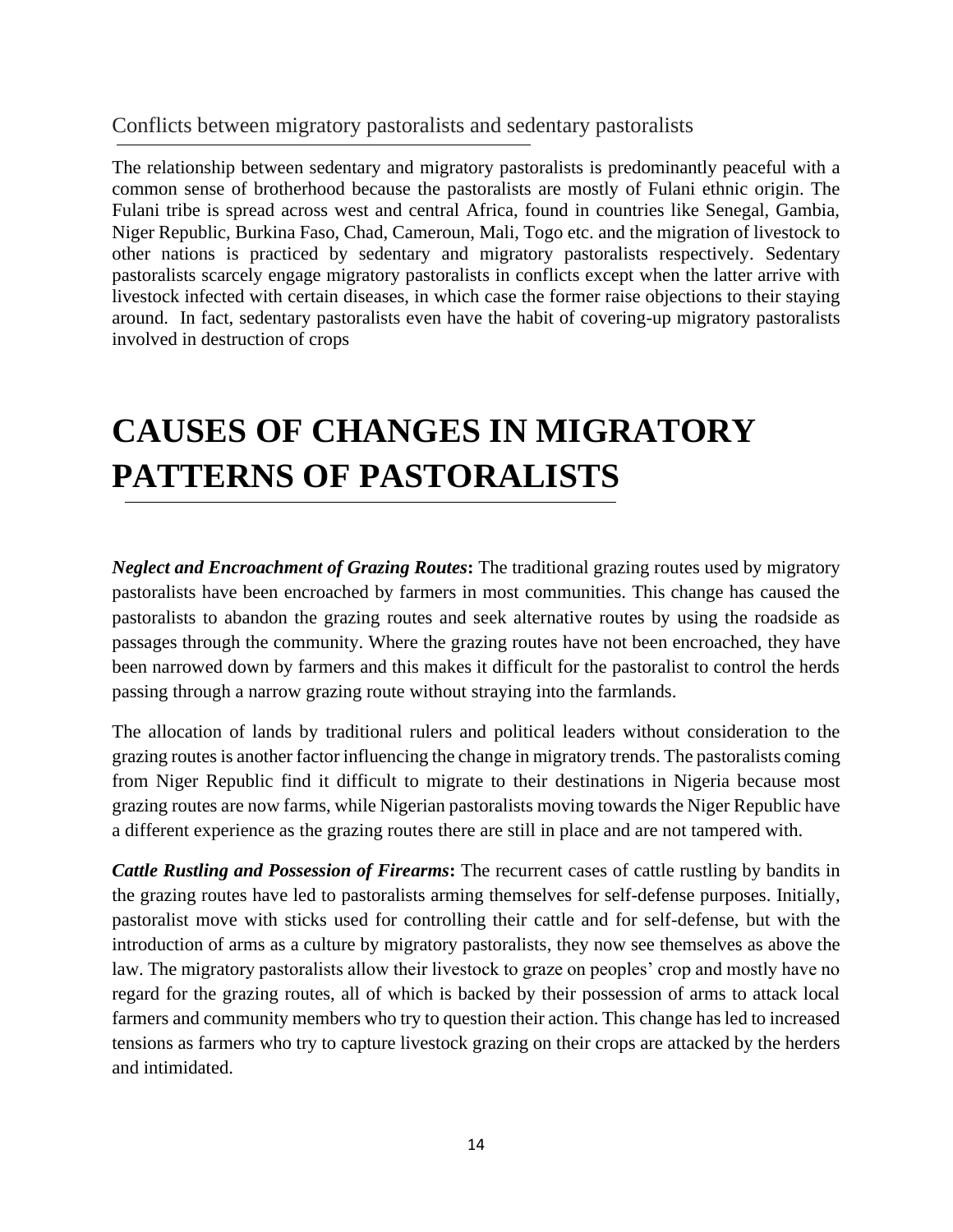## Conflicts between migratory pastoralists and sedentary pastoralists

The relationship between sedentary and migratory pastoralists is predominantly peaceful with a common sense of brotherhood because the pastoralists are mostly of Fulani ethnic origin. The Fulani tribe is spread across west and central Africa, found in countries like Senegal, Gambia, Niger Republic, Burkina Faso, Chad, Cameroun, Mali, Togo etc. and the migration of livestock to other nations is practiced by sedentary and migratory pastoralists respectively. Sedentary pastoralists scarcely engage migratory pastoralists in conflicts except when the latter arrive with livestock infected with certain diseases, in which case the former raise objections to their staying around. In fact, sedentary pastoralists even have the habit of covering-up migratory pastoralists involved in destruction of crops

# CAUSES OF CHANGES IN MIGRATORY PATTERNS OF PASTORALISTS

***Neglect and Encroachment of Grazing Routes*:** The traditional grazing routes used by migratory pastoralists have been encroached by farmers in most communities. This change has caused the pastoralists to abandon the grazing routes and seek alternative routes by using the roadside as passages through the community. Where the grazing routes have not been encroached, they have been narrowed down by farmers and this makes it difficult for the pastoralist to control the herds passing through a narrow grazing route without straying into the farmlands.

The allocation of lands by traditional rulers and political leaders without consideration to the grazing routes is another factor influencing the change in migratory trends. The pastoralists coming from Niger Republic find it difficult to migrate to their destinations in Nigeria because most grazing routes are now farms, while Nigerian pastoralists moving towards the Niger Republic have a different experience as the grazing routes there are still in place and are not tampered with.

***Cattle Rustling and Possession of Firearms*:** The recurrent cases of cattle rustling by bandits in the grazing routes have led to pastoralists arming themselves for self-defense purposes. Initially, pastoralist move with sticks used for controlling their cattle and for self-defense, but with the introduction of arms as a culture by migratory pastoralists, they now see themselves as above the law. The migratory pastoralists allow their livestock to graze on peoples' crop and mostly have no regard for the grazing routes, all of which is backed by their possession of arms to attack local farmers and community members who try to question their action. This change has led to increased tensions as farmers who try to capture livestock grazing on their crops are attacked by the herders and intimidated.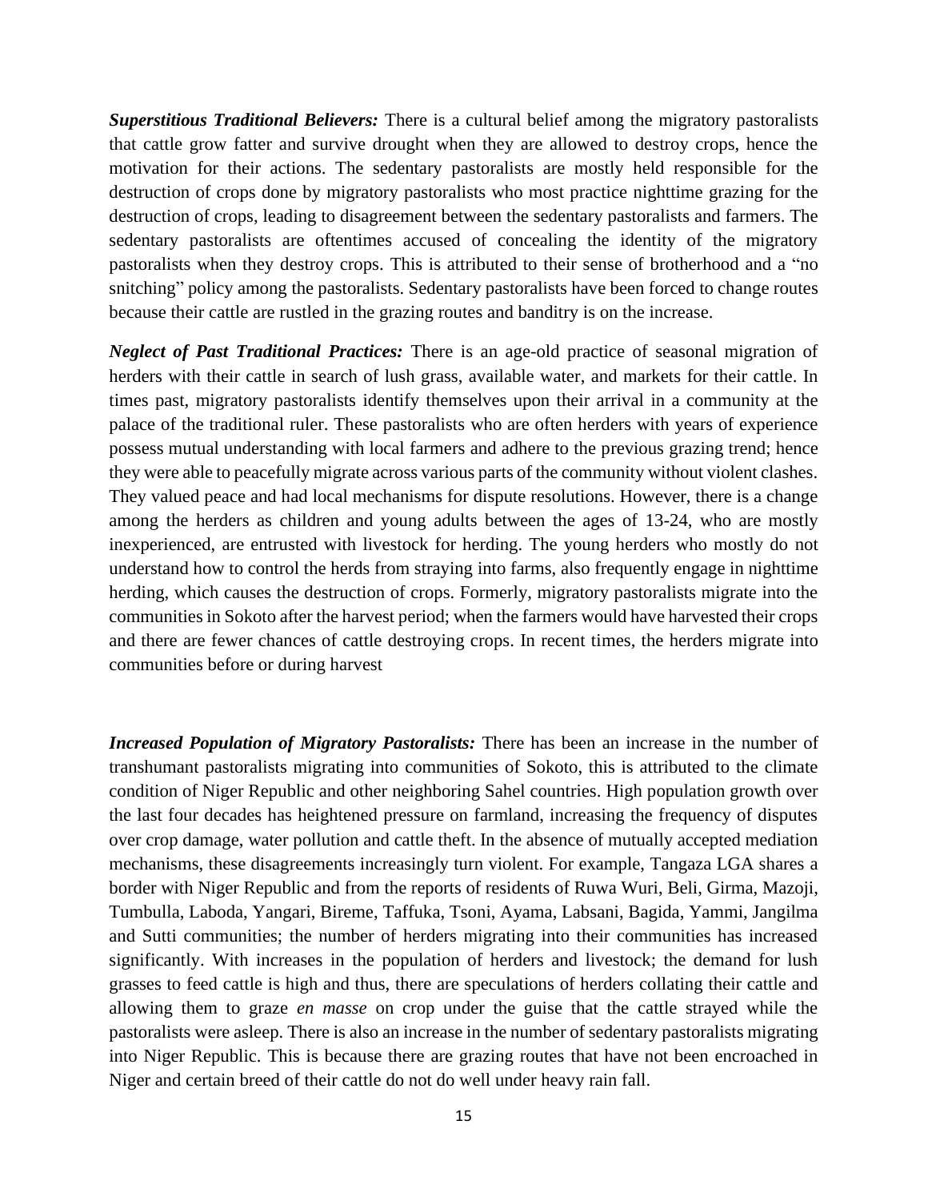***Superstitious Traditional Believers:*** There is a cultural belief among the migratory pastoralists that cattle grow fatter and survive drought when they are allowed to destroy crops, hence the motivation for their actions. The sedentary pastoralists are mostly held responsible for the destruction of crops done by migratory pastoralists who most practice nighttime grazing for the destruction of crops, leading to disagreement between the sedentary pastoralists and farmers. The sedentary pastoralists are oftentimes accused of concealing the identity of the migratory pastoralists when they destroy crops. This is attributed to their sense of brotherhood and a "no snitching" policy among the pastoralists. Sedentary pastoralists have been forced to change routes because their cattle are rustled in the grazing routes and banditry is on the increase.

***Neglect of Past Traditional Practices:*** There is an age-old practice of seasonal migration of herders with their cattle in search of lush grass, available water, and markets for their cattle. In times past, migratory pastoralists identify themselves upon their arrival in a community at the palace of the traditional ruler. These pastoralists who are often herders with years of experience possess mutual understanding with local farmers and adhere to the previous grazing trend; hence they were able to peacefully migrate across various parts of the community without violent clashes. They valued peace and had local mechanisms for dispute resolutions. However, there is a change among the herders as children and young adults between the ages of 13-24, who are mostly inexperienced, are entrusted with livestock for herding. The young herders who mostly do not understand how to control the herds from straying into farms, also frequently engage in nighttime herding, which causes the destruction of crops. Formerly, migratory pastoralists migrate into the communities in Sokoto after the harvest period; when the farmers would have harvested their crops and there are fewer chances of cattle destroying crops. In recent times, the herders migrate into communities before or during harvest

***Increased Population of Migratory Pastoralists:*** There has been an increase in the number of transhumant pastoralists migrating into communities of Sokoto, this is attributed to the climate condition of Niger Republic and other neighboring Sahel countries. High population growth over the last four decades has heightened pressure on farmland, increasing the frequency of disputes over crop damage, water pollution and cattle theft. In the absence of mutually accepted mediation mechanisms, these disagreements increasingly turn violent. For example, Tangaza LGA shares a border with Niger Republic and from the reports of residents of Ruwa Wuri, Beli, Girma, Mazoji, Tumbulla, Laboda, Yangari, Bireme, Taffuka, Tsoni, Ayama, Labsani, Bagida, Yammi, Jangilma and Sutti communities; the number of herders migrating into their communities has increased significantly. With increases in the population of herders and livestock; the demand for lush grasses to feed cattle is high and thus, there are speculations of herders collating their cattle and allowing them to graze *en masse* on crop under the guise that the cattle strayed while the pastoralists were asleep. There is also an increase in the number of sedentary pastoralists migrating into Niger Republic. This is because there are grazing routes that have not been encroached in Niger and certain breed of their cattle do not do well under heavy rain fall.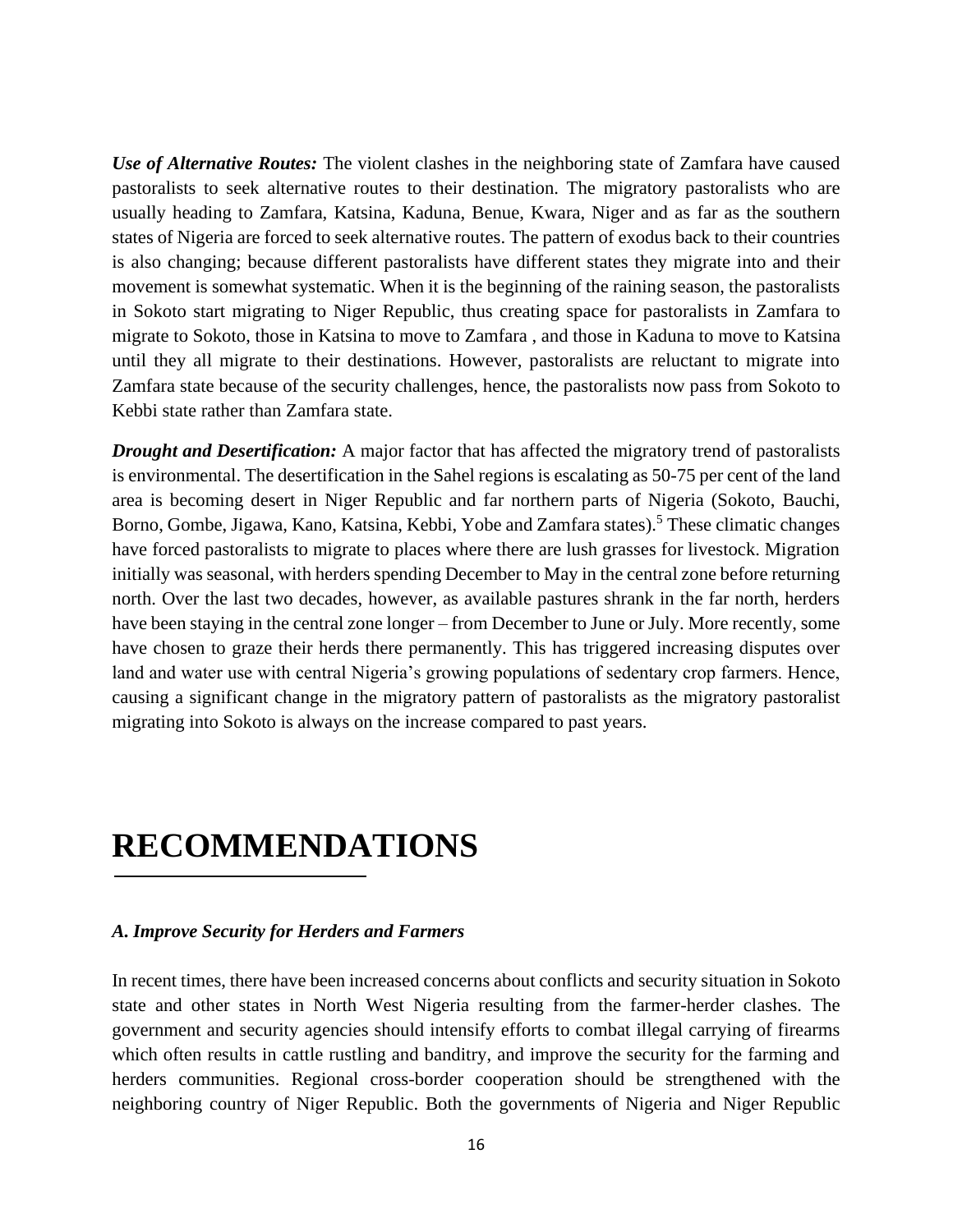***Use of Alternative Routes:*** The violent clashes in the neighboring state of Zamfara have caused pastoralists to seek alternative routes to their destination. The migratory pastoralists who are usually heading to Zamfara, Katsina, Kaduna, Benue, Kwara, Niger and as far as the southern states of Nigeria are forced to seek alternative routes. The pattern of exodus back to their countries is also changing; because different pastoralists have different states they migrate into and their movement is somewhat systematic. When it is the beginning of the raining season, the pastoralists in Sokoto start migrating to Niger Republic, thus creating space for pastoralists in Zamfara to migrate to Sokoto, those in Katsina to move to Zamfara , and those in Kaduna to move to Katsina until they all migrate to their destinations. However, pastoralists are reluctant to migrate into Zamfara state because of the security challenges, hence, the pastoralists now pass from Sokoto to Kebbi state rather than Zamfara state.

***Drought and Desertification:*** A major factor that has affected the migratory trend of pastoralists is environmental. The desertification in the Sahel regions is escalating as 50-75 per cent of the land area is becoming desert in Niger Republic and far northern parts of Nigeria (Sokoto, Bauchi, Borno, Gombe, Jigawa, Kano, Katsina, Kebbi, Yobe and Zamfara states).[5] These climatic changes have forced pastoralists to migrate to places where there are lush grasses for livestock. Migration initially was seasonal, with herders spending December to May in the central zone before returning north. Over the last two decades, however, as available pastures shrank in the far north, herders have been staying in the central zone longer – from December to June or July. More recently, some have chosen to graze their herds there permanently. This has triggered increasing disputes over land and water use with central Nigeria's growing populations of sedentary crop farmers. Hence, causing a significant change in the migratory pattern of pastoralists as the migratory pastoralist migrating into Sokoto is always on the increase compared to past years.

# RECOMMENDATIONS

### *A. Improve Security for Herders and Farmers*

In recent times, there have been increased concerns about conflicts and security situation in Sokoto state and other states in North West Nigeria resulting from the farmer-herder clashes. The government and security agencies should intensify efforts to combat illegal carrying of firearms which often results in cattle rustling and banditry, and improve the security for the farming and herders communities. Regional cross-border cooperation should be strengthened with the neighboring country of Niger Republic. Both the governments of Nigeria and Niger Republic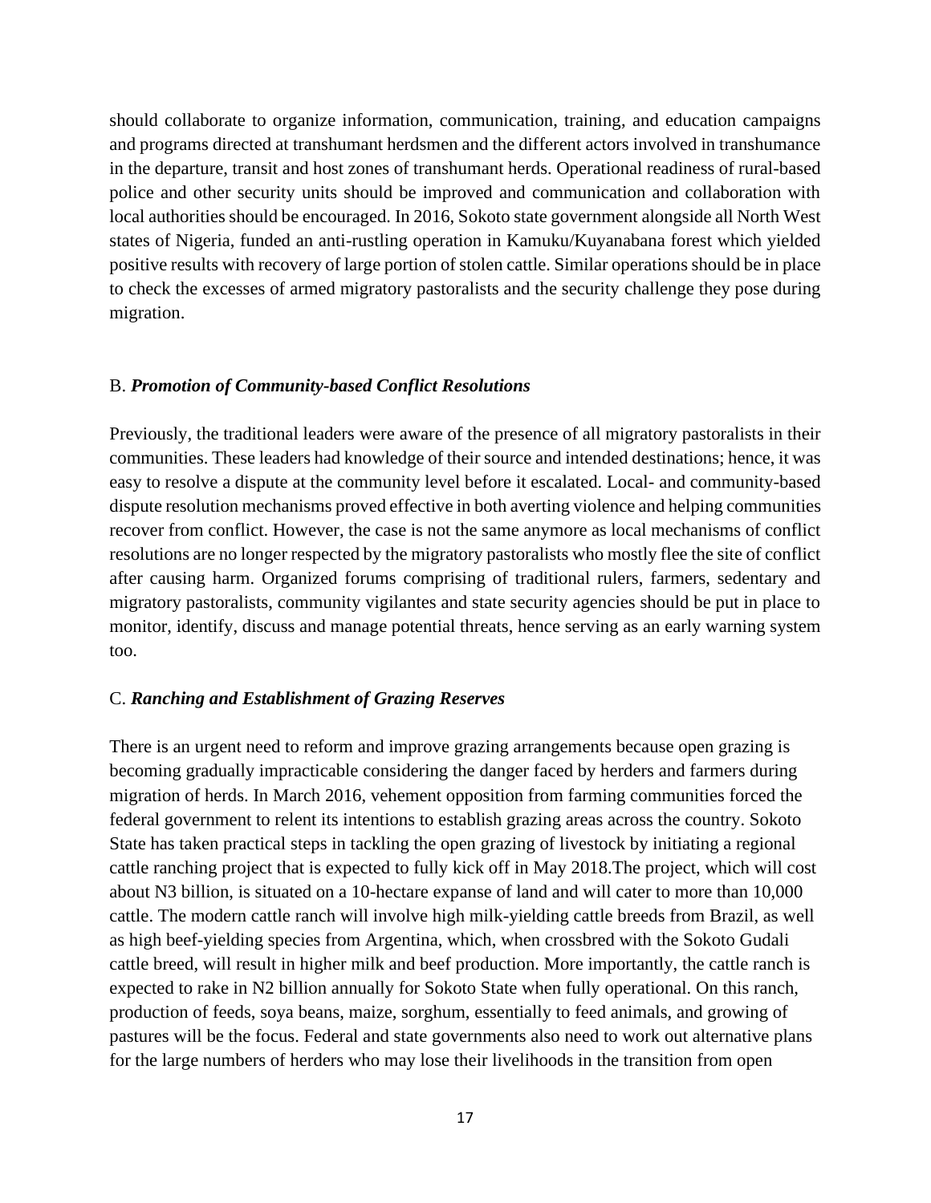should collaborate to organize information, communication, training, and education campaigns and programs directed at transhumant herdsmen and the different actors involved in transhumance in the departure, transit and host zones of transhumant herds. Operational readiness of rural-based police and other security units should be improved and communication and collaboration with local authorities should be encouraged. In 2016, Sokoto state government alongside all North West states of Nigeria, funded an anti-rustling operation in Kamuku/Kuyanabana forest which yielded positive results with recovery of large portion of stolen cattle. Similar operations should be in place to check the excesses of armed migratory pastoralists and the security challenge they pose during migration.

B. ***Promotion of Community-based Conflict Resolutions***

Previously, the traditional leaders were aware of the presence of all migratory pastoralists in their communities. These leaders had knowledge of their source and intended destinations; hence, it was easy to resolve a dispute at the community level before it escalated. Local- and community-based dispute resolution mechanisms proved effective in both averting violence and helping communities recover from conflict. However, the case is not the same anymore as local mechanisms of conflict resolutions are no longer respected by the migratory pastoralists who mostly flee the site of conflict after causing harm. Organized forums comprising of traditional rulers, farmers, sedentary and migratory pastoralists, community vigilantes and state security agencies should be put in place to monitor, identify, discuss and manage potential threats, hence serving as an early warning system too.

C. ***Ranching and Establishment of Grazing Reserves***

There is an urgent need to reform and improve grazing arrangements because open grazing is becoming gradually impracticable considering the danger faced by herders and farmers during migration of herds. In March 2016, vehement opposition from farming communities forced the federal government to relent its intentions to establish grazing areas across the country. Sokoto State has taken practical steps in tackling the open grazing of livestock by initiating a regional cattle ranching project that is expected to fully kick off in May 2018.The project, which will cost about N3 billion, is situated on a 10-hectare expanse of land and will cater to more than 10,000 cattle. The modern cattle ranch will involve high milk-yielding cattle breeds from Brazil, as well as high beef-yielding species from Argentina, which, when crossbred with the Sokoto Gudali cattle breed, will result in higher milk and beef production. More importantly, the cattle ranch is expected to rake in N2 billion annually for Sokoto State when fully operational. On this ranch, production of feeds, soya beans, maize, sorghum, essentially to feed animals, and growing of pastures will be the focus. Federal and state governments also need to work out alternative plans for the large numbers of herders who may lose their livelihoods in the transition from open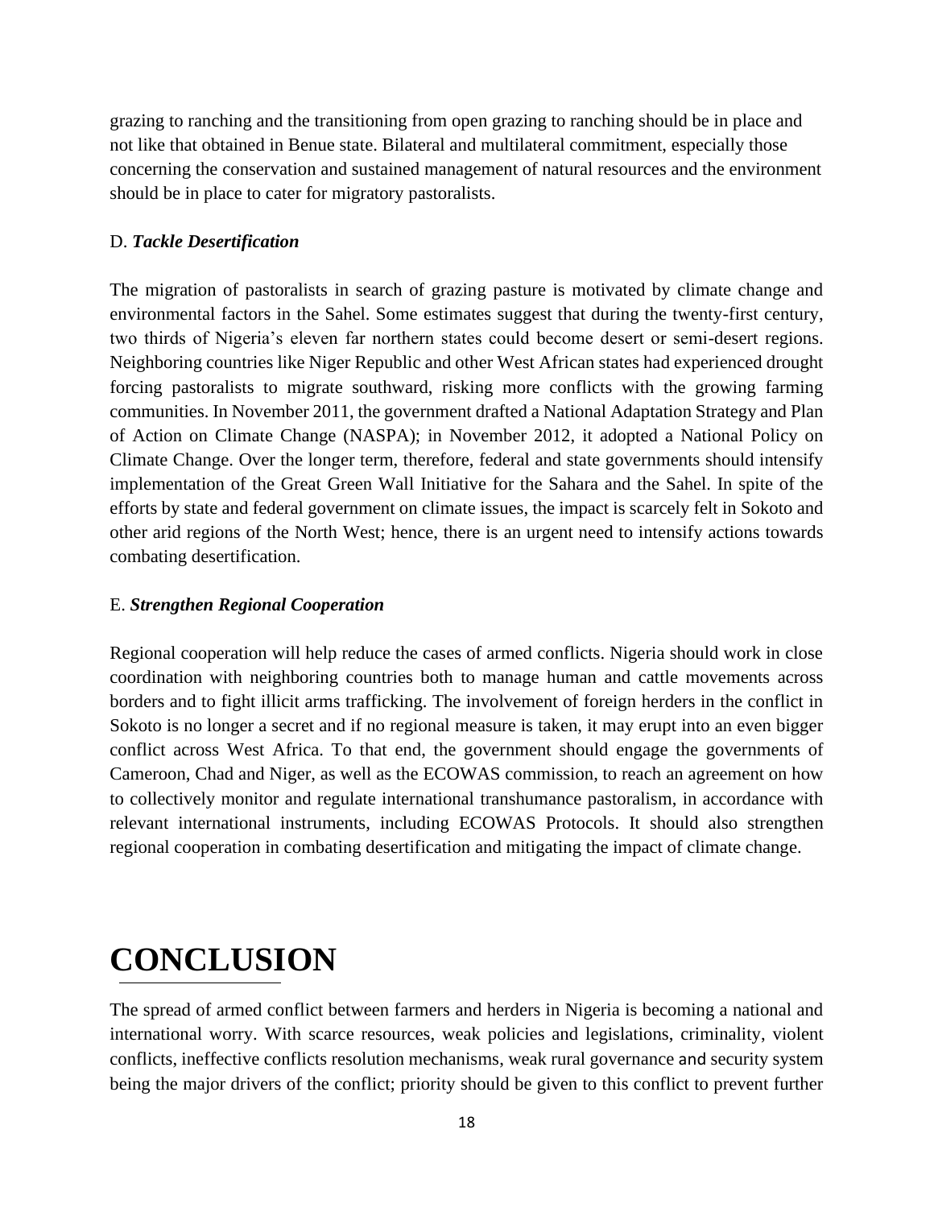grazing to ranching and the transitioning from open grazing to ranching should be in place and not like that obtained in Benue state. Bilateral and multilateral commitment, especially those concerning the conservation and sustained management of natural resources and the environment should be in place to cater for migratory pastoralists.

D. ***Tackle Desertification***

The migration of pastoralists in search of grazing pasture is motivated by climate change and environmental factors in the Sahel. Some estimates suggest that during the twenty-first century, two thirds of Nigeria's eleven far northern states could become desert or semi-desert regions. Neighboring countries like Niger Republic and other West African states had experienced drought forcing pastoralists to migrate southward, risking more conflicts with the growing farming communities. In November 2011, the government drafted a National Adaptation Strategy and Plan of Action on Climate Change (NASPA); in November 2012, it adopted a National Policy on Climate Change. Over the longer term, therefore, federal and state governments should intensify implementation of the Great Green Wall Initiative for the Sahara and the Sahel. In spite of the efforts by state and federal government on climate issues, the impact is scarcely felt in Sokoto and other arid regions of the North West; hence, there is an urgent need to intensify actions towards combating desertification.

E. ***Strengthen Regional Cooperation***

Regional cooperation will help reduce the cases of armed conflicts. Nigeria should work in close coordination with neighboring countries both to manage human and cattle movements across borders and to fight illicit arms trafficking. The involvement of foreign herders in the conflict in Sokoto is no longer a secret and if no regional measure is taken, it may erupt into an even bigger conflict across West Africa. To that end, the government should engage the governments of Cameroon, Chad and Niger, as well as the ECOWAS commission, to reach an agreement on how to collectively monitor and regulate international transhumance pastoralism, in accordance with relevant international instruments, including ECOWAS Protocols. It should also strengthen regional cooperation in combating desertification and mitigating the impact of climate change.

# CONCLUSION

The spread of armed conflict between farmers and herders in Nigeria is becoming a national and international worry. With scarce resources, weak policies and legislations, criminality, violent conflicts, ineffective conflicts resolution mechanisms, weak rural governance and security system being the major drivers of the conflict; priority should be given to this conflict to prevent further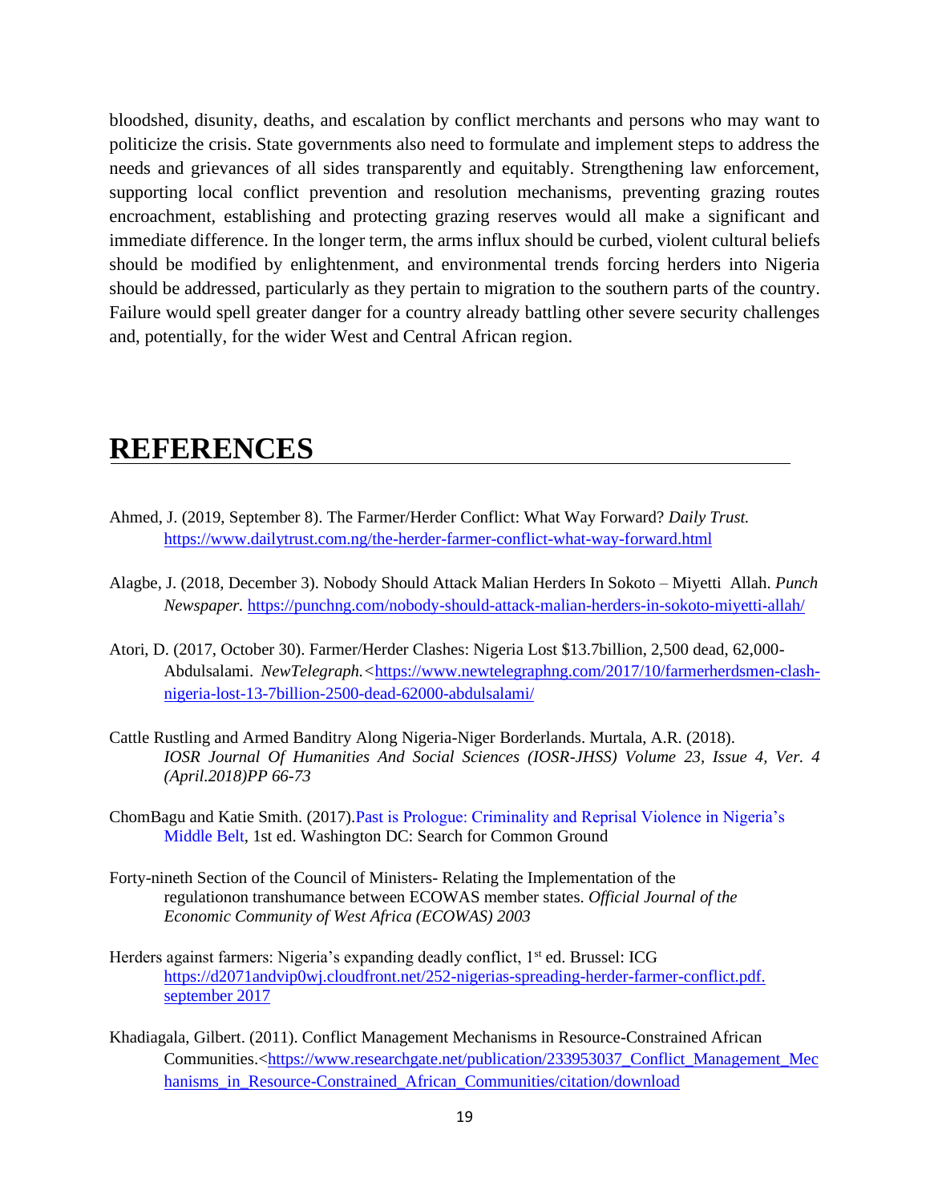bloodshed, disunity, deaths, and escalation by conflict merchants and persons who may want to politicize the crisis. State governments also need to formulate and implement steps to address the needs and grievances of all sides transparently and equitably. Strengthening law enforcement, supporting local conflict prevention and resolution mechanisms, preventing grazing routes encroachment, establishing and protecting grazing reserves would all make a significant and immediate difference. In the longer term, the arms influx should be curbed, violent cultural beliefs should be modified by enlightenment, and environmental trends forcing herders into Nigeria should be addressed, particularly as they pertain to migration to the southern parts of the country. Failure would spell greater danger for a country already battling other severe security challenges and, potentially, for the wider West and Central African region.

# REFERENCES

Ahmed, J. (2019, September 8). The Farmer/Herder Conflict: What Way Forward? *Daily Trust.* https://www.dailytrust.com.ng/the-herder-farmer-conflict-what-way-forward.html

Alagbe, J. (2018, December 3). Nobody Should Attack Malian Herders In Sokoto – Miyetti Allah. *Punch Newspaper.* https://punchng.com/nobody-should-attack-malian-herders-in-sokoto-miyetti-allah/

Atori, D. (2017, October 30). Farmer/Herder Clashes: Nigeria Lost $13.7billion, 2,500 dead, 62,000-Abdulsalami. *NewTelegraph.*<https://www.newtelegraphng.com/2017/10/farmerherdsmen-clash-nigeria-lost-13-7billion-2500-dead-62000-abdulsalami/

Cattle Rustling and Armed Banditry Along Nigeria-Niger Borderlands. Murtala, A.R. (2018). *IOSR Journal Of Humanities And Social Sciences (IOSR-JHSS) Volume 23, Issue 4, Ver. 4 (April.2018)PP 66-73*

ChomBagu and Katie Smith. (2017).Past is Prologue: Criminality and Reprisal Violence in Nigeria's Middle Belt, 1st ed. Washington DC: Search for Common Ground

Forty-nineth Section of the Council of Ministers- Relating the Implementation of the regulationon transhumance between ECOWAS member states. *Official Journal of the Economic Community of West Africa (ECOWAS) 2003*

Herders against farmers: Nigeria's expanding deadly conflict, 1st ed. Brussel: ICG https://d2071andvip0wj.cloudfront.net/252-nigerias-spreading-herder-farmer-conflict.pdf. september 2017

Khadiagala, Gilbert. (2011). Conflict Management Mechanisms in Resource-Constrained African Communities.<https://www.researchgate.net/publication/233953037_Conflict_Management_Mechanisms_in_Resource-Constrained_African_Communities/citation/download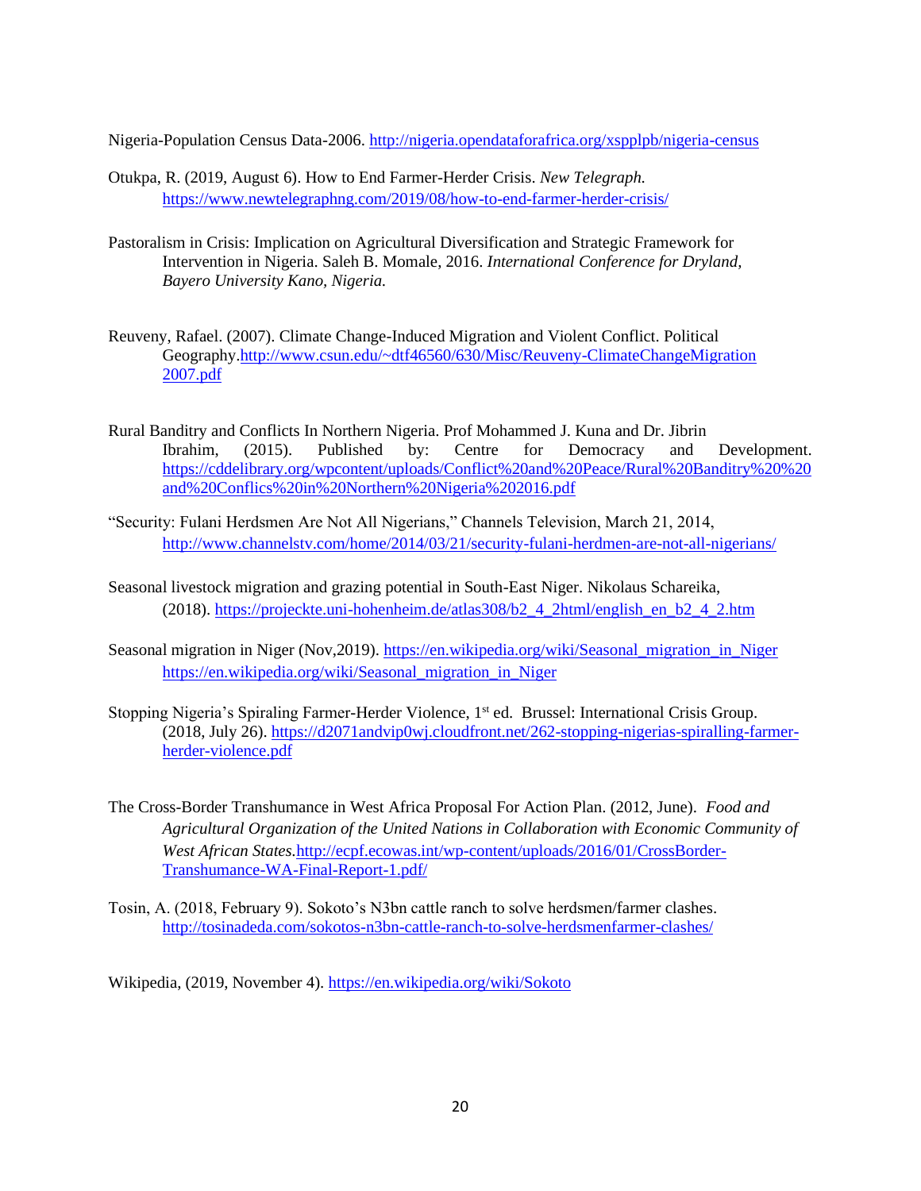Nigeria-Population Census Data-2006. http://nigeria.opendataforafrica.org/xspplpb/nigeria-census

Otukpa, R. (2019, August 6). How to End Farmer-Herder Crisis. *New Telegraph.* https://www.newtelegraphng.com/2019/08/how-to-end-farmer-herder-crisis/

Pastoralism in Crisis: Implication on Agricultural Diversification and Strategic Framework for Intervention in Nigeria. Saleh B. Momale, 2016. *International Conference for Dryland, Bayero University Kano, Nigeria.*

Reuveny, Rafael. (2007). Climate Change-Induced Migration and Violent Conflict. Political Geography.http://www.csun.edu/~dtf46560/630/Misc/Reuveny-ClimateChangeMigration 2007.pdf

Rural Banditry and Conflicts In Northern Nigeria. Prof Mohammed J. Kuna and Dr. Jibrin Ibrahim, (2015). Published by: Centre for Democracy and Development. https://cddelibrary.org/wpcontent/uploads/Conflict%20and%20Peace/Rural%20Banditry%20%20and%20Conflics%20in%20Northern%20Nigeria%202016.pdf

"Security: Fulani Herdsmen Are Not All Nigerians," Channels Television, March 21, 2014, http://www.channelstv.com/home/2014/03/21/security-fulani-herdmen-are-not-all-nigerians/

Seasonal livestock migration and grazing potential in South-East Niger. Nikolaus Schareika, (2018). https://projeckte.uni-hohenheim.de/atlas308/b2_4_2html/english_en_b2_4_2.htm

Seasonal migration in Niger (Nov,2019). https://en.wikipedia.org/wiki/Seasonal_migration_in_Niger https://en.wikipedia.org/wiki/Seasonal_migration_in_Niger

Stopping Nigeria's Spiraling Farmer-Herder Violence, 1st ed. Brussel: International Crisis Group. (2018, July 26). https://d2071andvip0wj.cloudfront.net/262-stopping-nigerias-spiralling-farmer-herder-violence.pdf

The Cross-Border Transhumance in West Africa Proposal For Action Plan. (2012, June). *Food and Agricultural Organization of the United Nations in Collaboration with Economic Community of West African States.*http://ecpf.ecowas.int/wp-content/uploads/2016/01/CrossBorder-Transhumance-WA-Final-Report-1.pdf/

Tosin, A. (2018, February 9). Sokoto's N3bn cattle ranch to solve herdsmen/farmer clashes. http://tosinadeda.com/sokotos-n3bn-cattle-ranch-to-solve-herdsmenfarmer-clashes/

Wikipedia, (2019, November 4). https://en.wikipedia.org/wiki/Sokoto